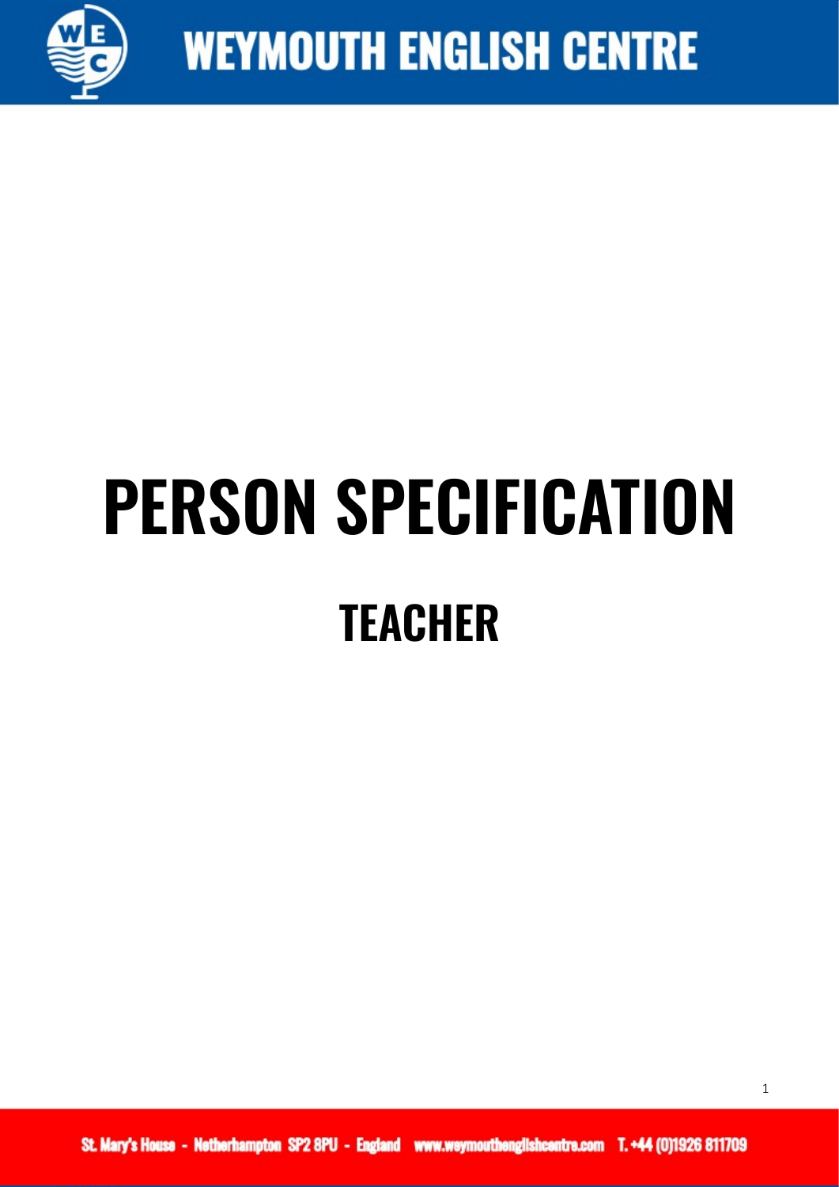# PERSON SPECIFICATION

## TEACHER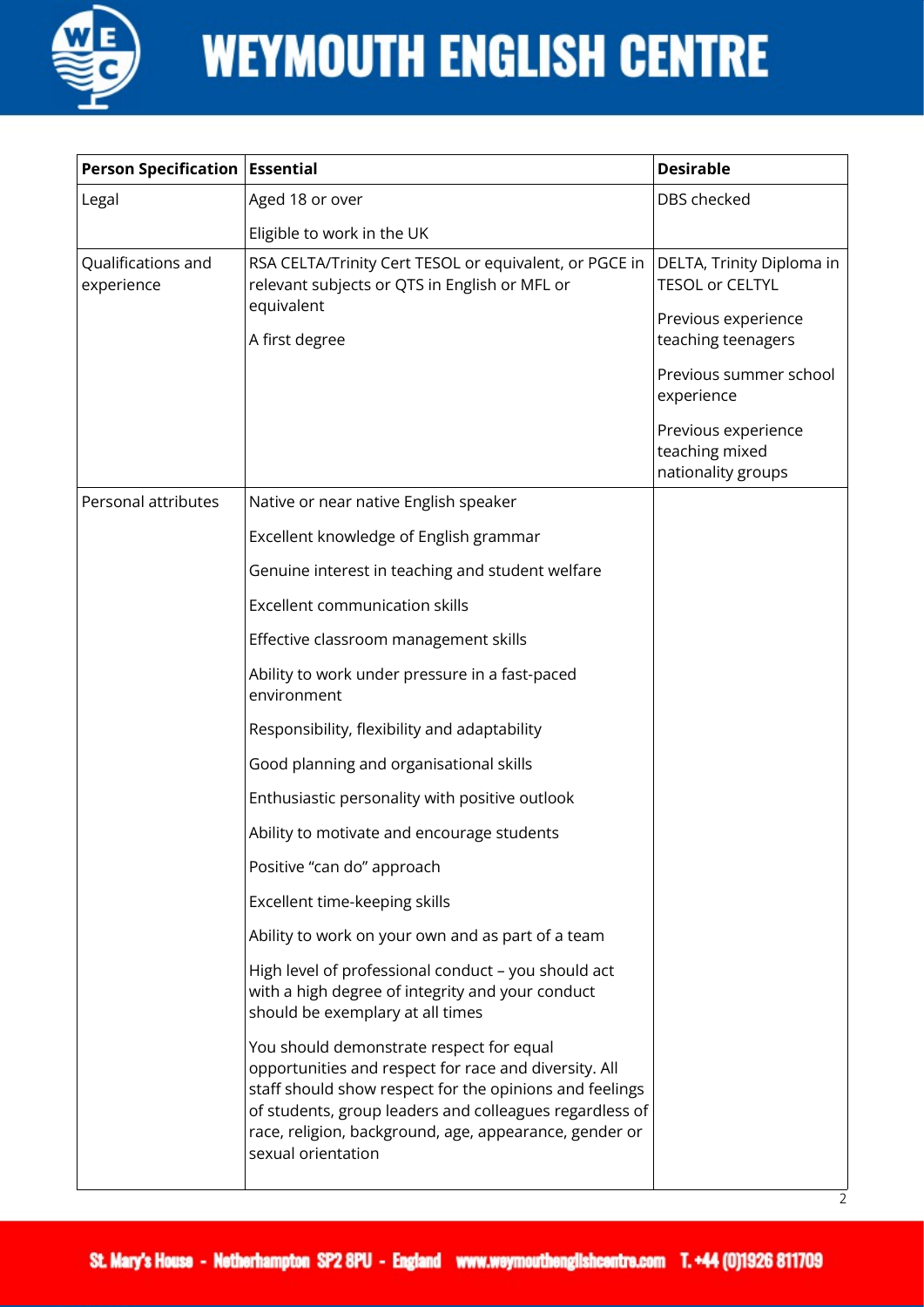| Person Specification | Essential | Desirable |
|---|---|---|
| Legal | Aged 18 or over<br><br>Eligible to work in the UK | DBS checked |
| Qualifications and experience | RSA CELTA/Trinity Cert TESOL or equivalent, or PGCE in relevant subjects or QTS in English or MFL or equivalent<br><br>A first degree | DELTA, Trinity Diploma in TESOL or CELTYL<br><br>Previous experience teaching teenagers<br><br>Previous summer school experience<br><br>Previous experience teaching mixed nationality groups |
| Personal attributes | Native or near native English speaker<br><br>Excellent knowledge of English grammar<br><br>Genuine interest in teaching and student welfare<br><br>Excellent communication skills<br><br>Effective classroom management skills<br><br>Ability to work under pressure in a fast-paced environment<br><br>Responsibility, flexibility and adaptability<br><br>Good planning and organisational skills<br><br>Enthusiastic personality with positive outlook<br><br>Ability to motivate and encourage students<br><br>Positive "can do" approach<br><br>Excellent time-keeping skills<br><br>Ability to work on your own and as part of a team<br><br>High level of professional conduct – you should act with a high degree of integrity and your conduct should be exemplary at all times<br><br>You should demonstrate respect for equal opportunities and respect for race and diversity. All staff should show respect for the opinions and feelings of students, group leaders and colleagues regardless of race, religion, background, age, appearance, gender or sexual orientation | |